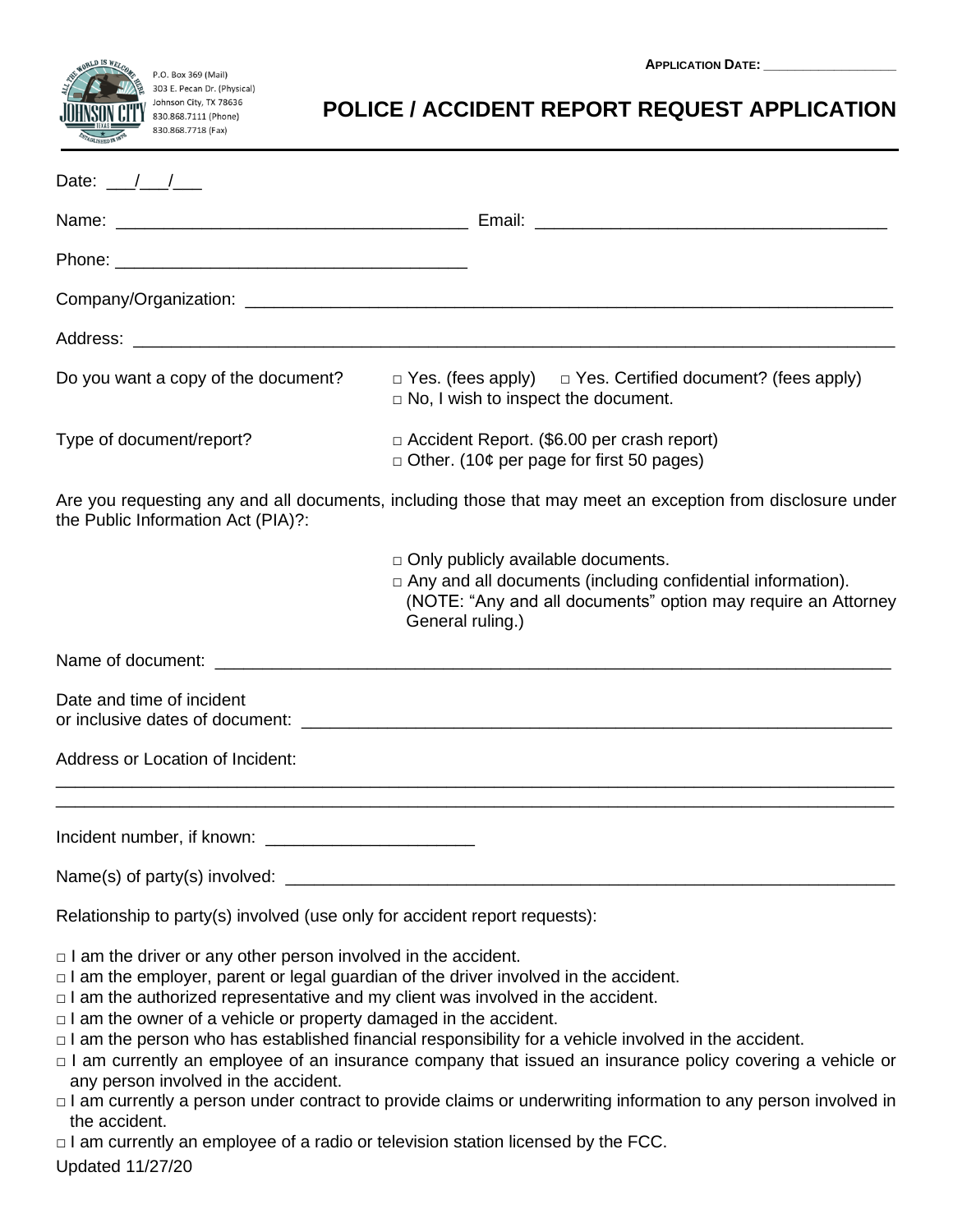P.O. Box 369 (Mail)
303 E. Pecan Dr. (Physical)
Johnson City, TX 78636
830.868.7111 (Phone)
830.868.7718 (Fax)

**APPLICATION DATE:** ___________________

# POLICE / ACCIDENT REPORT REQUEST APPLICATION

Date: ___/___/___

Name: ____________________________________ Email: ____________________________________

Phone: ____________________________________

Company/Organization: ______________________________________________________________________

Address: ______________________________________________________________________________

Do you want a copy of the document? □ Yes. (fees apply) □ Yes. Certified document? (fees apply)
□ No, I wish to inspect the document.

Type of document/report? □ Accident Report. ($6.00 per crash report)
□ Other. (10¢ per page for first 50 pages)

Are you requesting any and all documents, including those that may meet an exception from disclosure under the Public Information Act (PIA)?:

□ Only publicly available documents.
□ Any and all documents (including confidential information). (NOTE: "Any and all documents" option may require an Attorney General ruling.)

Name of document: ________________________________________________________________________

Date and time of incident or inclusive dates of document: ____________________________________________________________

Address or Location of Incident:

______________________________________________________________________________________

______________________________________________________________________________________

Incident number, if known: ______________________

Name(s) of party(s) involved: _____________________________________________________________

Relationship to party(s) involved (use only for accident report requests):

□ I am the driver or any other person involved in the accident.
□ I am the employer, parent or legal guardian of the driver involved in the accident.
□ I am the authorized representative and my client was involved in the accident.
□ I am the owner of a vehicle or property damaged in the accident.
□ I am the person who has established financial responsibility for a vehicle involved in the accident.
□ I am currently an employee of an insurance company that issued an insurance policy covering a vehicle or any person involved in the accident.
□ I am currently a person under contract to provide claims or underwriting information to any person involved in the accident.
□ I am currently an employee of a radio or television station licensed by the FCC.

Updated 11/27/20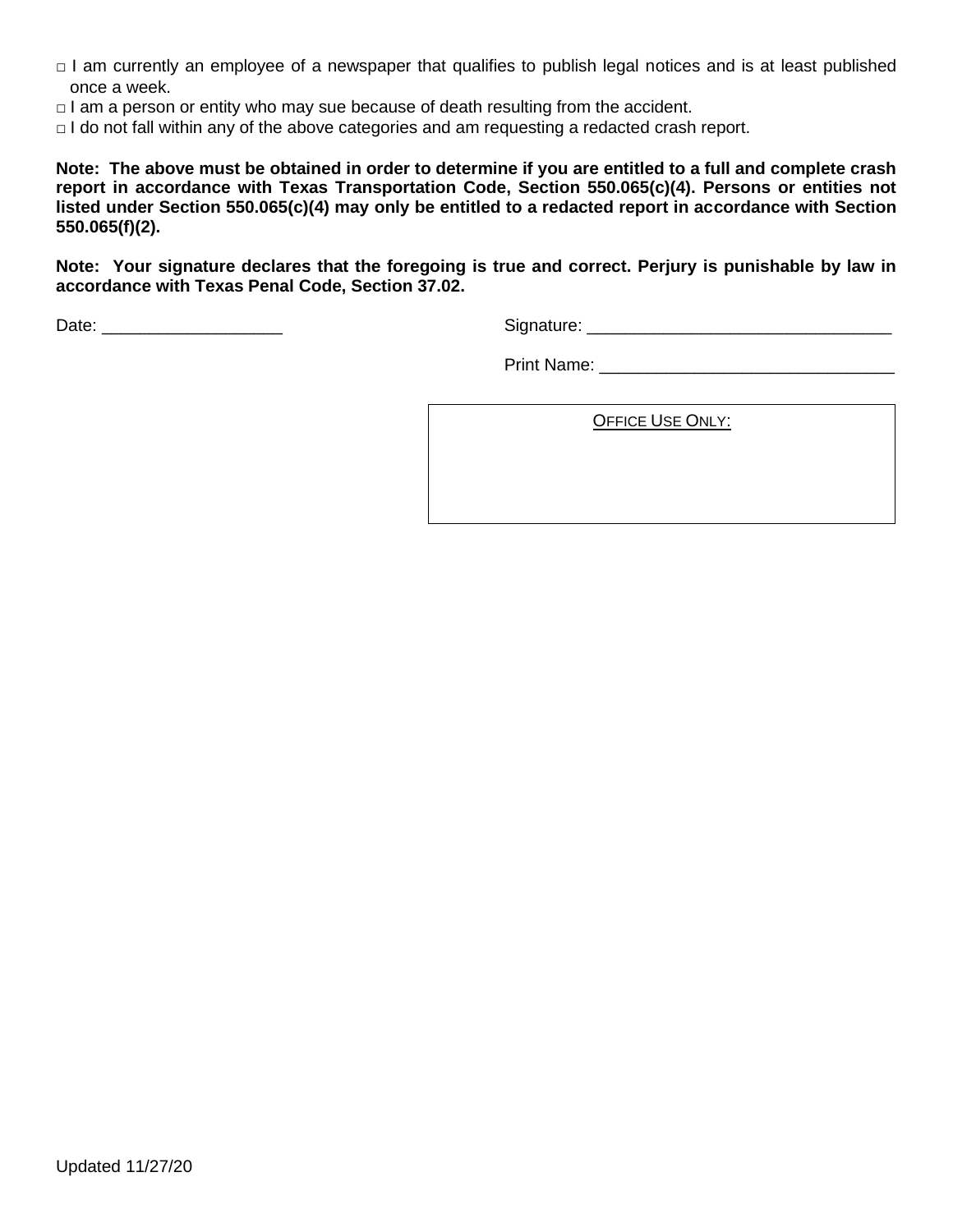- □ I am currently an employee of a newspaper that qualifies to publish legal notices and is at least published once a week.
- □ I am a person or entity who may sue because of death resulting from the accident.
- □ I do not fall within any of the above categories and am requesting a redacted crash report.

**Note: The above must be obtained in order to determine if you are entitled to a full and complete crash report in accordance with Texas Transportation Code, Section 550.065(c)(4). Persons or entities not listed under Section 550.065(c)(4) may only be entitled to a redacted report in accordance with Section 550.065(f)(2).**

**Note: Your signature declares that the foregoing is true and correct. Perjury is punishable by law in accordance with Texas Penal Code, Section 37.02.**

Date: ___________________

Signature: ________________________________

Print Name: _______________________________

OFFICE USE ONLY:

Updated 11/27/20